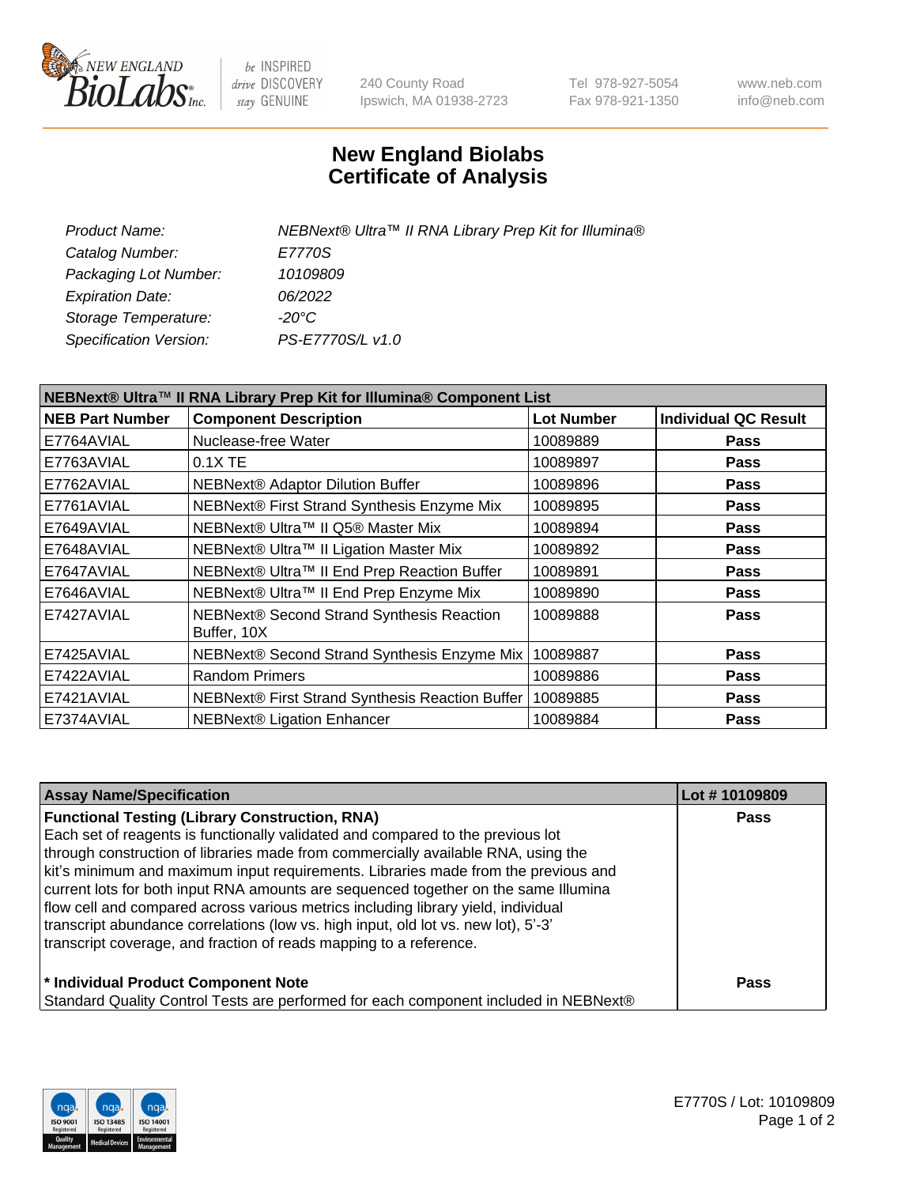240 County Road
Ipswich, MA 01938-2723

Tel 978-927-5054
Fax 978-921-1350

www.neb.com
info@neb.com

# New England Biolabs
# Certificate of Analysis

| | |
|---|---|
| *Product Name:* | *NEBNext® Ultra™ II RNA Library Prep Kit for Illumina®* |
| *Catalog Number:* | *E7770S* |
| *Packaging Lot Number:* | *10109809* |
| *Expiration Date:* | *06/2022* |
| *Storage Temperature:* | *-20°C* |
| *Specification Version:* | *PS-E7770S/L v1.0* |

| **NEBNext® Ultra™ II RNA Library Prep Kit for Illumina® Component List** | | | |
|---|---|---|---|
| **NEB Part Number** | **Component Description** | **Lot Number** | **Individual QC Result** |
| E7764AVIAL | Nuclease-free Water | 10089889 | **Pass** |
| E7763AVIAL | 0.1X TE | 10089897 | **Pass** |
| E7762AVIAL | NEBNext® Adaptor Dilution Buffer | 10089896 | **Pass** |
| E7761AVIAL | NEBNext® First Strand Synthesis Enzyme Mix | 10089895 | **Pass** |
| E7649AVIAL | NEBNext® Ultra™ II Q5® Master Mix | 10089894 | **Pass** |
| E7648AVIAL | NEBNext® Ultra™ II Ligation Master Mix | 10089892 | **Pass** |
| E7647AVIAL | NEBNext® Ultra™ II End Prep Reaction Buffer | 10089891 | **Pass** |
| E7646AVIAL | NEBNext® Ultra™ II End Prep Enzyme Mix | 10089890 | **Pass** |
| E7427AVIAL | NEBNext® Second Strand Synthesis Reaction Buffer, 10X | 10089888 | **Pass** |
| E7425AVIAL | NEBNext® Second Strand Synthesis Enzyme Mix | 10089887 | **Pass** |
| E7422AVIAL | Random Primers | 10089886 | **Pass** |
| E7421AVIAL | NEBNext® First Strand Synthesis Reaction Buffer | 10089885 | **Pass** |
| E7374AVIAL | NEBNext® Ligation Enhancer | 10089884 | **Pass** |

| **Assay Name/Specification** | **Lot # 10109809** |
|---|---|
| **Functional Testing (Library Construction, RNA)**<br>Each set of reagents is functionally validated and compared to the previous lot through construction of libraries made from commercially available RNA, using the kit's minimum and maximum input requirements. Libraries made from the previous and current lots for both input RNA amounts are sequenced together on the same Illumina flow cell and compared across various metrics including library yield, individual transcript abundance correlations (low vs. high input, old lot vs. new lot), 5'-3' transcript coverage, and fraction of reads mapping to a reference. | **Pass** |
| **\* Individual Product Component Note**<br>Standard Quality Control Tests are performed for each component included in NEBNext® | **Pass** |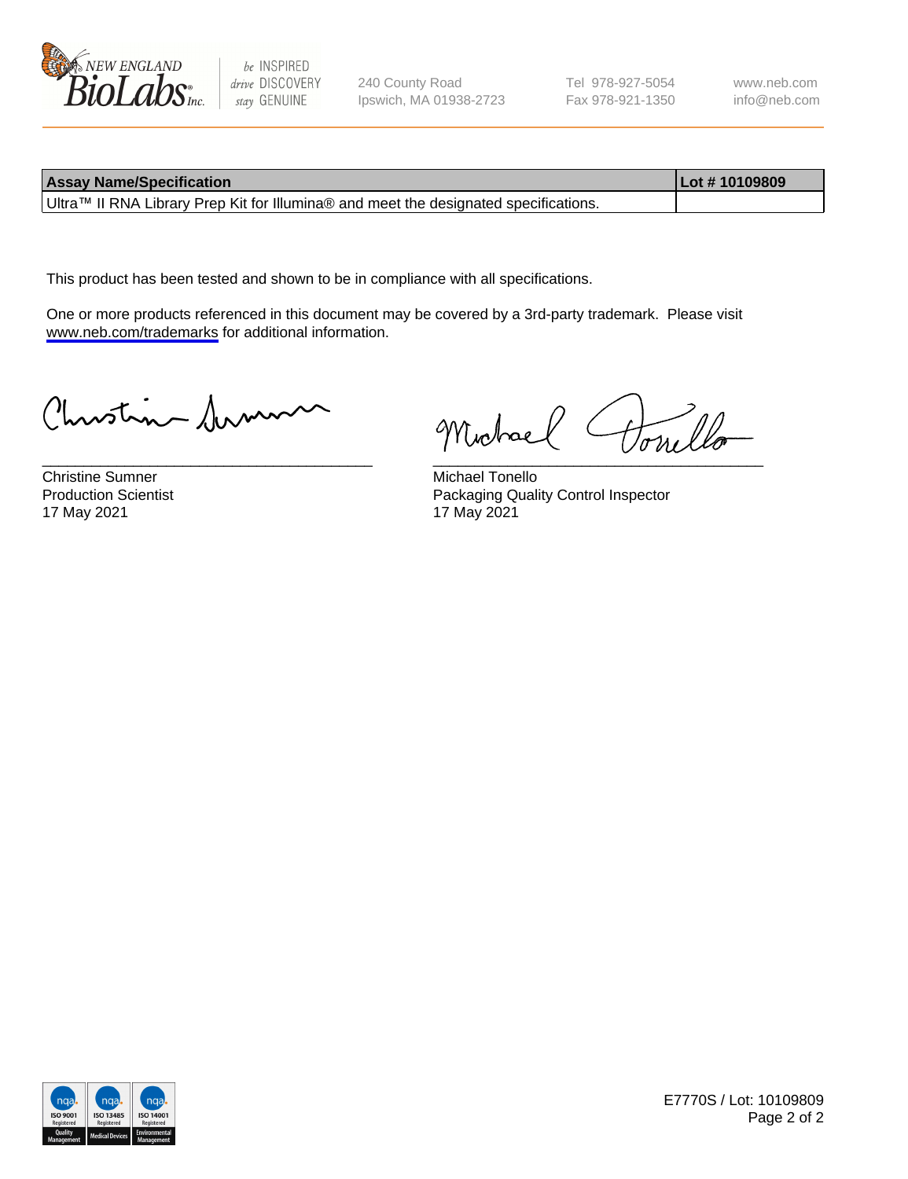| Assay Name/Specification | Lot # 10109809 |
|---|---|
| Ultra™ II RNA Library Prep Kit for Illumina® and meet the designated specifications. | |

This product has been tested and shown to be in compliance with all specifications.

One or more products referenced in this document may be covered by a 3rd-party trademark. Please visit www.neb.com/trademarks for additional information.

Christine Sumner
Production Scientist
17 May 2021

Michael Tonello
Packaging Quality Control Inspector
17 May 2021

E7770S / Lot: 10109809